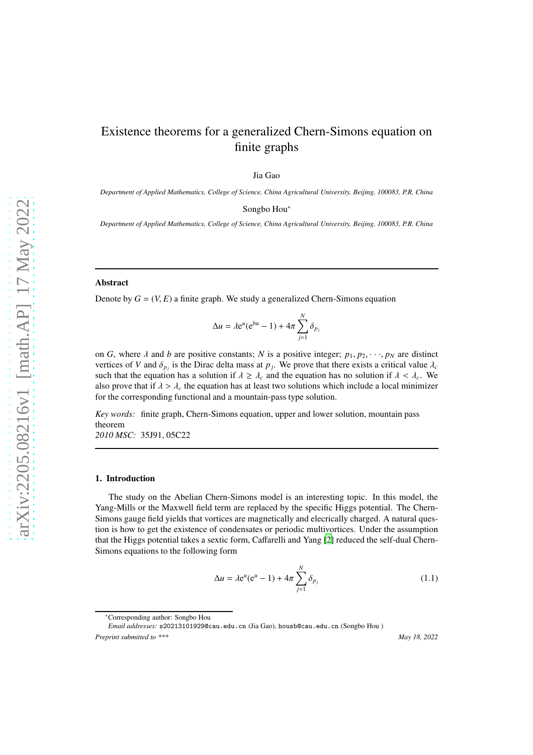# Existence theorems for a generalized Chern-Simons equation on finite graphs

Jia Gao

*Department of Applied Mathematics, College of Science, China Agricultural University, Beijing, 100083, P.R. China*

Songbo Hou*

*Department of Applied Mathematics, College of Science, China Agricultural University, Beijing, 100083, P.R. China*

---

## Abstract

Denote by $G = (V, E)$ a finite graph. We study a generalized Chern-Simons equation

$$\Delta u = \lambda e^{u}(e^{bu} - 1) + 4\pi \sum_{j=1}^{N} \delta_{p_j}$$

on $G$, where $\lambda$ and $b$ are positive constants; $N$ is a positive integer; $p_1, p_2, \cdots, p_N$ are distinct vertices of $V$ and $\delta_{p_j}$ is the Dirac delta mass at $p_j$. We prove that there exists a critical value $\lambda_c$ such that the equation has a solution if $\lambda \geq \lambda_c$ and the equation has no solution if $\lambda < \lambda_c$. We also prove that if $\lambda > \lambda_c$ the equation has at least two solutions which include a local minimizer for the corresponding functional and a mountain-pass type solution.

*Key words:* finite graph, Chern-Simons equation, upper and lower solution, mountain pass theorem
*2010 MSC:* 35J91, 05C22

---

## 1. Introduction

The study on the Abelian Chern-Simons model is an interesting topic. In this model, the Yang-Mills or the Maxwell field term are replaced by the specific Higgs potential. The Chern-Simons gauge field yields that vortices are magnetically and elecrically charged. A natural question is how to get the existence of condensates or periodic multivortices. Under the assumption that the Higgs potential takes a sextic form, Caffarelli and Yang [2] reduced the self-dual Chern-Simons equations to the following form

$$\Delta u = \lambda e^{u}(e^{u} - 1) + 4\pi \sum_{j=1}^{N} \delta_{p_j} \tag{1.1}$$

---

*Corresponding author: Songbo Hou

*Email addresses:* s20213101929@cau.edu.cn (Jia Gao), housb@cau.edu.cn (Songbo Hou )

*Preprint submitted to \*\*\** May 18, 2022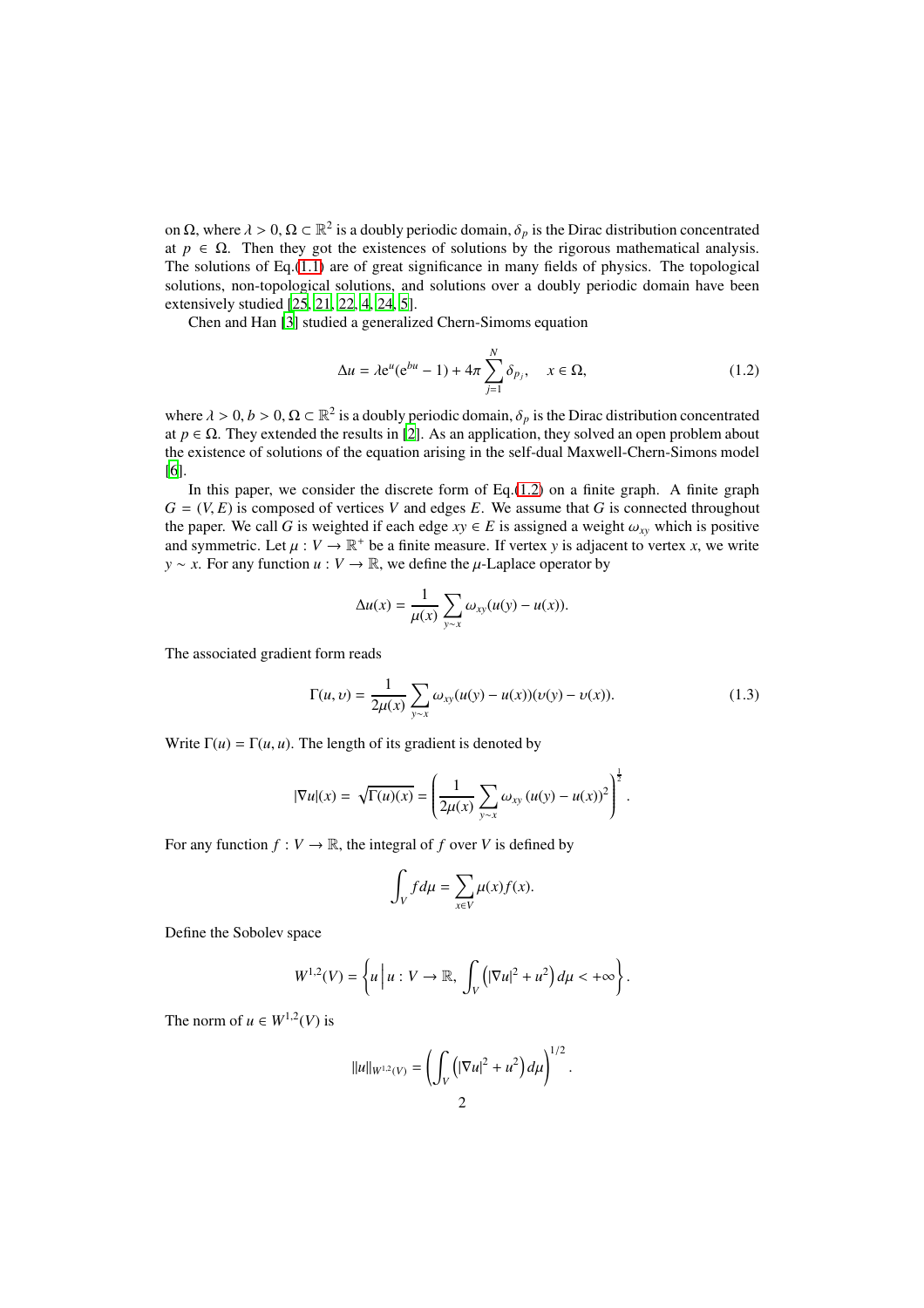on $\Omega$, where $\lambda > 0$, $\Omega \subset \mathbb{R}^2$ is a doubly periodic domain, $\delta_p$ is the Dirac distribution concentrated at $p \in \Omega$. Then they got the existences of solutions by the rigorous mathematical analysis. The solutions of Eq.(1.1) are of great significance in many fields of physics. The topological solutions, non-topological solutions, and solutions over a doubly periodic domain have been extensively studied [25, 21, 22, 4, 24, 5].

Chen and Han [3] studied a generalized Chern-Simoms equation

$$
\Delta u = \lambda \mathrm{e}^{u}(\mathrm{e}^{bu} - 1) + 4\pi \sum_{j=1}^{N} \delta_{p_j}, \quad x \in \Omega, \tag{1.2}
$$

where $\lambda > 0$, $b > 0$, $\Omega \subset \mathbb{R}^2$ is a doubly periodic domain, $\delta_p$ is the Dirac distribution concentrated at $p \in \Omega$. They extended the results in [2]. As an application, they solved an open problem about the existence of solutions of the equation arising in the self-dual Maxwell-Chern-Simons model [6].

In this paper, we consider the discrete form of Eq.(1.2) on a finite graph. A finite graph $G = (V, E)$ is composed of vertices $V$ and edges $E$. We assume that $G$ is connected throughout the paper. We call $G$ is weighted if each edge $xy \in E$ is assigned a weight $\omega_{xy}$ which is positive and symmetric. Let $\mu : V \to \mathbb{R}^+$ be a finite measure. If vertex $y$ is adjacent to vertex $x$, we write $y \sim x$. For any function $u : V \to \mathbb{R}$, we define the $\mu$-Laplace operator by

$$
\Delta u(x) = \frac{1}{\mu(x)} \sum_{y \sim x} \omega_{xy}(u(y) - u(x)).
$$

The associated gradient form reads

$$
\Gamma(u, \upsilon) = \frac{1}{2\mu(x)} \sum_{y \sim x} \omega_{xy}(u(y) - u(x))(\upsilon(y) - \upsilon(x)). \tag{1.3}
$$

Write $\Gamma(u) = \Gamma(u, u)$. The length of its gradient is denoted by

$$
|\nabla u|(x) = \sqrt{\Gamma(u)(x)} = \left( \frac{1}{2\mu(x)} \sum_{y \sim x} \omega_{xy} \left(u(y) - u(x)\right)^2 \right)^{\frac{1}{2}}.
$$

For any function $f : V \to \mathbb{R}$, the integral of $f$ over $V$ is defined by

$$
\int_V f d\mu = \sum_{x \in V} \mu(x) f(x).
$$

Define the Sobolev space

$$
W^{1,2}(V) = \left\{ u \,\middle|\, u : V \to \mathbb{R}, \ \int_V \left( |\nabla u|^2 + u^2 \right) d\mu < +\infty \right\}.
$$

The norm of $u \in W^{1,2}(V)$ is

$$
\|u\|_{W^{1,2}(V)} = \left( \int_V \left( |\nabla u|^2 + u^2 \right) d\mu \right)^{1/2}.
$$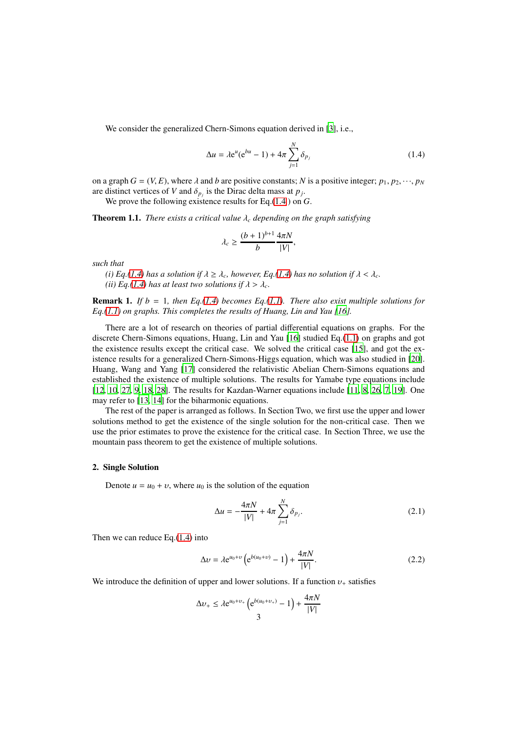We consider the generalized Chern-Simons equation derived in [3], i.e.,

$$\Delta u = \lambda \mathrm{e}^{u}(\mathrm{e}^{bu} - 1) + 4\pi \sum_{j=1}^{N} \delta_{p_j} \tag{1.4}$$

on a graph $G = (V, E)$, where $\lambda$ and $b$ are positive constants; $N$ is a positive integer; $p_1, p_2, \cdots, p_N$ are distinct vertices of $V$ and $\delta_{p_j}$ is the Dirac delta mass at $p_j$.

We prove the following existence results for Eq.(1.4) on $G$.

**Theorem 1.1.** *There exists a critical value $\lambda_c$ depending on the graph satisfying*

$$\lambda_c \geq \frac{(b+1)^{b+1}}{b} \frac{4\pi N}{|V|},$$

*such that*

*(i) Eq.(1.4) has a solution if $\lambda \geq \lambda_c$, however, Eq.(1.4) has no solution if $\lambda < \lambda_c$.*

*(ii) Eq.(1.4) has at least two solutions if $\lambda > \lambda_c$.*

**Remark 1.** *If $b = 1$, then Eq.(1.4) becomes Eq.(1.1). There also exist multiple solutions for Eq.(1.1) on graphs. This completes the results of Huang, Lin and Yau [16].*

There are a lot of research on theories of partial differential equations on graphs. For the discrete Chern-Simons equations, Huang, Lin and Yau [16] studied Eq.(1.1) on graphs and got the existence results except the critical case. We solved the critical case [15], and got the existence results for a generalized Chern-Simons-Higgs equation, which was also studied in [20]. Huang, Wang and Yang [17] considered the relativistic Abelian Chern-Simons equations and established the existence of multiple solutions. The results for Yamabe type equations include [12, 10, 27, 9, 18, 28]. The results for Kazdan-Warner equations include [11, 8, 26, 7, 19]. One may refer to [13, 14] for the biharmonic equations.

The rest of the paper is arranged as follows. In Section Two, we first use the upper and lower solutions method to get the existence of the single solution for the non-critical case. Then we use the prior estimates to prove the existence for the critical case. In Section Three, we use the mountain pass theorem to get the existence of multiple solutions.

## 2. Single Solution

Denote $u = u_0 + \upsilon$, where $u_0$ is the solution of the equation

$$\Delta u = -\frac{4\pi N}{|V|} + 4\pi \sum_{j=1}^{N} \delta_{p_j}. \tag{2.1}$$

Then we can reduce Eq.(1.4) into

$$\Delta \upsilon = \lambda \mathrm{e}^{u_0+\upsilon}\left(\mathrm{e}^{b(u_0+\upsilon)} - 1\right) + \frac{4\pi N}{|V|}. \tag{2.2}$$

We introduce the definition of upper and lower solutions. If a function $\upsilon_+$ satisfies

$$\Delta \upsilon_+ \leq \lambda \mathrm{e}^{u_0+\upsilon_+}\left(\mathrm{e}^{b(u_0+\upsilon_+)} - 1\right) + \frac{4\pi N}{|V|}$$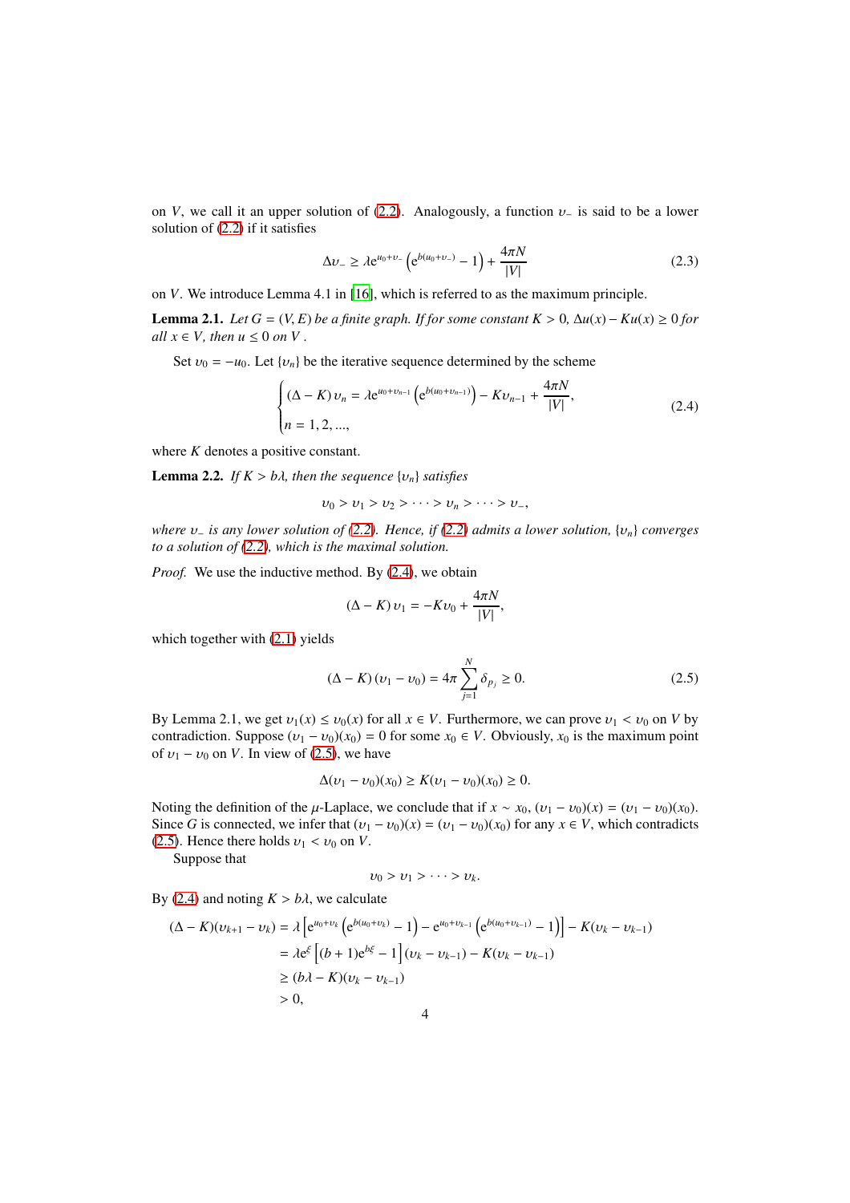on $V$, we call it an upper solution of (2.2). Analogously, a function $\upsilon_-$ is said to be a lower solution of (2.2) if it satisfies

$$\Delta \upsilon_- \geq \lambda \mathrm{e}^{u_0+\upsilon_-}\left(\mathrm{e}^{b(u_0+\upsilon_-)}-1\right)+\frac{4\pi N}{|V|} \tag{2.3}$$

on $V$. We introduce Lemma 4.1 in [16], which is referred to as the maximum principle.

**Lemma 2.1.** *Let $G=(V,E)$ be a finite graph. If for some constant $K>0$, $\Delta u(x)-Ku(x)\geq 0$ for all $x\in V$, then $u\leq 0$ on $V$.*

Set $\upsilon_0=-u_0$. Let $\{\upsilon_n\}$ be the iterative sequence determined by the scheme

$$\begin{cases}(\Delta-K)\,\upsilon_n=\lambda \mathrm{e}^{u_0+\upsilon_{n-1}}\left(\mathrm{e}^{b(u_0+\upsilon_{n-1})}\right)-K\upsilon_{n-1}+\dfrac{4\pi N}{|V|},\\ n=1,2,...,\end{cases} \tag{2.4}$$

where $K$ denotes a positive constant.

**Lemma 2.2.** *If $K>b\lambda$, then the sequence $\{\upsilon_n\}$ satisfies*

$$\upsilon_0>\upsilon_1>\upsilon_2>\cdots>\upsilon_n>\cdots>\upsilon_-,$$

*where $\upsilon_-$ is any lower solution of (2.2). Hence, if (2.2) admits a lower solution, $\{\upsilon_n\}$ converges to a solution of (2.2), which is the maximal solution.*

*Proof.* We use the inductive method. By (2.4), we obtain

$$(\Delta-K)\,\upsilon_1=-K\upsilon_0+\frac{4\pi N}{|V|},$$

which together with (2.1) yields

$$(\Delta-K)\,(\upsilon_1-\upsilon_0)=4\pi\sum_{j=1}^{N}\delta_{p_j}\geq 0. \tag{2.5}$$

By Lemma 2.1, we get $\upsilon_1(x)\leq\upsilon_0(x)$ for all $x\in V$. Furthermore, we can prove $\upsilon_1<\upsilon_0$ on $V$ by contradiction. Suppose $(\upsilon_1-\upsilon_0)(x_0)=0$ for some $x_0\in V$. Obviously, $x_0$ is the maximum point of $\upsilon_1-\upsilon_0$ on $V$. In view of (2.5), we have

$$\Delta(\upsilon_1-\upsilon_0)(x_0)\geq K(\upsilon_1-\upsilon_0)(x_0)\geq 0.$$

Noting the definition of the $\mu$-Laplace, we conclude that if $x\sim x_0$, $(\upsilon_1-\upsilon_0)(x)=(\upsilon_1-\upsilon_0)(x_0)$. Since $G$ is connected, we infer that $(\upsilon_1-\upsilon_0)(x)=(\upsilon_1-\upsilon_0)(x_0)$ for any $x\in V$, which contradicts (2.5). Hence there holds $\upsilon_1<\upsilon_0$ on $V$.

Suppose that

$$\upsilon_0>\upsilon_1>\cdots>\upsilon_k.$$

By (2.4) and noting $K>b\lambda$, we calculate

$$\begin{aligned}(\Delta-K)(\upsilon_{k+1}-\upsilon_k)&=\lambda\left[\mathrm{e}^{u_0+\upsilon_k}\left(\mathrm{e}^{b(u_0+\upsilon_k)}-1\right)-\mathrm{e}^{u_0+\upsilon_{k-1}}\left(\mathrm{e}^{b(u_0+\upsilon_{k-1})}-1\right)\right]-K(\upsilon_k-\upsilon_{k-1})\\&=\lambda \mathrm{e}^{\xi}\left[(b+1)\mathrm{e}^{b\xi}-1\right](\upsilon_k-\upsilon_{k-1})-K(\upsilon_k-\upsilon_{k-1})\\&\geq(b\lambda-K)(\upsilon_k-\upsilon_{k-1})\\&>0,\end{aligned}$$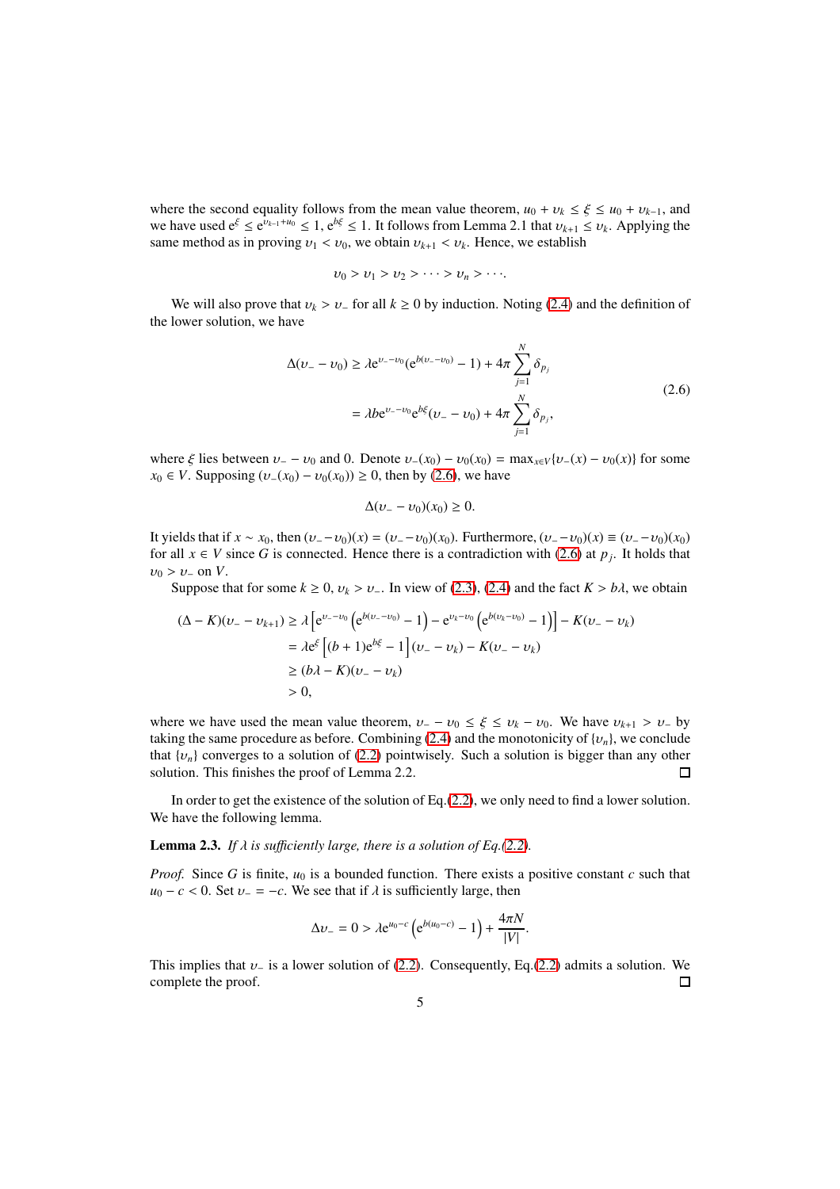where the second equality follows from the mean value theorem, $u_0 + \upsilon_k \leq \xi \leq u_0 + \upsilon_{k-1}$, and we have used $e^{\xi} \leq e^{\upsilon_{k-1}+u_0} \leq 1$, $e^{b\xi} \leq 1$. It follows from Lemma 2.1 that $\upsilon_{k+1} \leq \upsilon_k$. Applying the same method as in proving $\upsilon_1 < \upsilon_0$, we obtain $\upsilon_{k+1} < \upsilon_k$. Hence, we establish

$$\upsilon_0 > \upsilon_1 > \upsilon_2 > \cdots > \upsilon_n > \cdots.$$

We will also prove that $\upsilon_k > \upsilon_-$ for all $k \geq 0$ by induction. Noting (2.4) and the definition of the lower solution, we have

$$\begin{aligned}\Delta(\upsilon_- - \upsilon_0) &\geq \lambda e^{\upsilon_- - \upsilon_0}(e^{b(\upsilon_- - \upsilon_0)} - 1) + 4\pi \sum_{j=1}^{N} \delta_{p_j} \\ &= \lambda b e^{\upsilon_- - \upsilon_0} e^{b\xi}(\upsilon_- - \upsilon_0) + 4\pi \sum_{j=1}^{N} \delta_{p_j},\end{aligned} \tag{2.6}$$

where $\xi$ lies between $\upsilon_- - \upsilon_0$ and 0. Denote $\upsilon_-(x_0) - \upsilon_0(x_0) = \max_{x\in V}\{\upsilon_-(x) - \upsilon_0(x)\}$ for some $x_0 \in V$. Supposing $(\upsilon_-(x_0) - \upsilon_0(x_0)) \geq 0$, then by (2.6), we have

$$\Delta(\upsilon_- - \upsilon_0)(x_0) \geq 0.$$

It yields that if $x \sim x_0$, then $(\upsilon_- - \upsilon_0)(x) = (\upsilon_- - \upsilon_0)(x_0)$. Furthermore, $(\upsilon_- - \upsilon_0)(x) \equiv (\upsilon_- - \upsilon_0)(x_0)$ for all $x \in V$ since $G$ is connected. Hence there is a contradiction with (2.6) at $p_j$. It holds that $\upsilon_0 > \upsilon_-$ on $V$.

Suppose that for some $k \geq 0$, $\upsilon_k > \upsilon_-$. In view of (2.3), (2.4) and the fact $K > b\lambda$, we obtain

$$\begin{aligned}(\Delta - K)(\upsilon_- - \upsilon_{k+1}) &\geq \lambda\left[e^{\upsilon_- - \upsilon_0}\left(e^{b(\upsilon_- - \upsilon_0)} - 1\right) - e^{\upsilon_k - \upsilon_0}\left(e^{b(\upsilon_k - \upsilon_0)} - 1\right)\right] - K(\upsilon_- - \upsilon_k) \\ &= \lambda e^{\xi}\left[(b+1)e^{b\xi} - 1\right](\upsilon_- - \upsilon_k) - K(\upsilon_- - \upsilon_k) \\ &\geq (b\lambda - K)(\upsilon_- - \upsilon_k) \\ &> 0,\end{aligned}$$

where we have used the mean value theorem, $\upsilon_- - \upsilon_0 \leq \xi \leq \upsilon_k - \upsilon_0$. We have $\upsilon_{k+1} > \upsilon_-$ by taking the same procedure as before. Combining (2.4) and the monotonicity of $\{\upsilon_n\}$, we conclude that $\{\upsilon_n\}$ converges to a solution of (2.2) pointwisely. Such a solution is bigger than any other solution. This finishes the proof of Lemma 2.2. □

In order to get the existence of the solution of Eq.(2.2), we only need to find a lower solution. We have the following lemma.

**Lemma 2.3.** *If $\lambda$ is sufficiently large, there is a solution of Eq.(2.2).*

*Proof.* Since $G$ is finite, $u_0$ is a bounded function. There exists a positive constant $c$ such that $u_0 - c < 0$. Set $\upsilon_- = -c$. We see that if $\lambda$ is sufficiently large, then

$$\Delta\upsilon_- = 0 > \lambda e^{u_0 - c}\left(e^{b(u_0 - c)} - 1\right) + \frac{4\pi N}{|V|}.$$

This implies that $\upsilon_-$ is a lower solution of (2.2). Consequently, Eq.(2.2) admits a solution. We complete the proof. □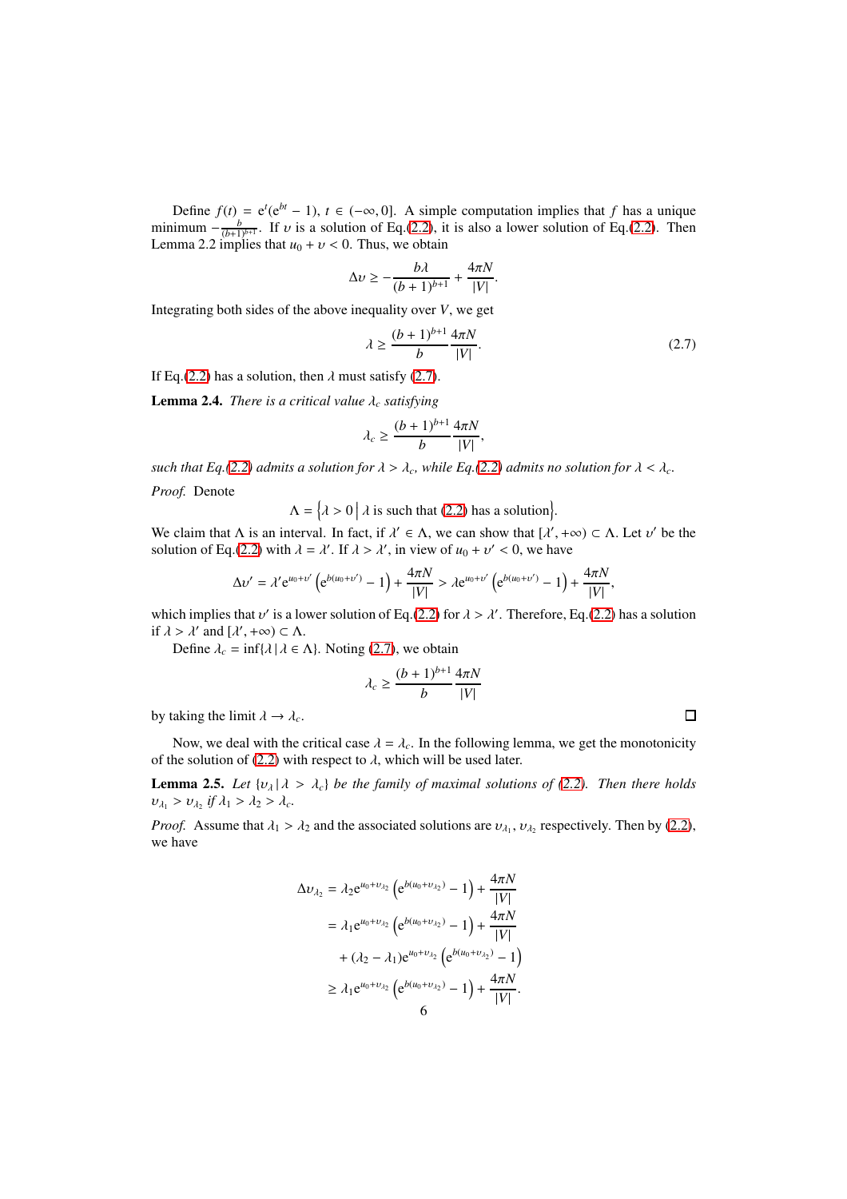Define $f(t) = \mathrm{e}^{t}(\mathrm{e}^{bt} - 1)$, $t \in (-\infty, 0]$. A simple computation implies that $f$ has a unique minimum $-\frac{b}{(b+1)^{b+1}}$. If $\upsilon$ is a solution of Eq.(2.2), it is also a lower solution of Eq.(2.2). Then Lemma 2.2 implies that $u_0 + \upsilon < 0$. Thus, we obtain

$$\Delta \upsilon \geq -\frac{b\lambda}{(b+1)^{b+1}} + \frac{4\pi N}{|V|}.$$

Integrating both sides of the above inequality over $V$, we get

$$\lambda \geq \frac{(b+1)^{b+1}}{b} \frac{4\pi N}{|V|}. \tag{2.7}$$

If Eq.(2.2) has a solution, then $\lambda$ must satisfy (2.7).

**Lemma 2.4.** *There is a critical value $\lambda_c$ satisfying*

$$\lambda_c \geq \frac{(b+1)^{b+1}}{b} \frac{4\pi N}{|V|},$$

*such that Eq.(2.2) admits a solution for $\lambda > \lambda_c$, while Eq.(2.2) admits no solution for $\lambda < \lambda_c$.*

*Proof.* Denote

$$\Lambda = \left\{ \lambda > 0 \,\middle|\, \lambda \text{ is such that (2.2) has a solution} \right\}.$$

We claim that $\Lambda$ is an interval. In fact, if $\lambda' \in \Lambda$, we can show that $[\lambda', +\infty) \subset \Lambda$. Let $\upsilon'$ be the solution of Eq.(2.2) with $\lambda = \lambda'$. If $\lambda > \lambda'$, in view of $u_0 + \upsilon' < 0$, we have

$$\Delta \upsilon' = \lambda' \mathrm{e}^{u_0 + \upsilon'} \left( \mathrm{e}^{b(u_0 + \upsilon')} - 1 \right) + \frac{4\pi N}{|V|} > \lambda \mathrm{e}^{u_0 + \upsilon'} \left( \mathrm{e}^{b(u_0 + \upsilon')} - 1 \right) + \frac{4\pi N}{|V|},$$

which implies that $\upsilon'$ is a lower solution of Eq.(2.2) for $\lambda > \lambda'$. Therefore, Eq.(2.2) has a solution if $\lambda > \lambda'$ and $[\lambda', +\infty) \subset \Lambda$.

Define $\lambda_c = \inf\{\lambda \,|\, \lambda \in \Lambda\}$. Noting (2.7), we obtain

$$\lambda_c \geq \frac{(b+1)^{b+1}}{b} \frac{4\pi N}{|V|}$$

by taking the limit $\lambda \to \lambda_c$. $\square$

Now, we deal with the critical case $\lambda = \lambda_c$. In the following lemma, we get the monotonicity of the solution of (2.2) with respect to $\lambda$, which will be used later.

**Lemma 2.5.** *Let $\{\upsilon_\lambda \,|\, \lambda > \lambda_c\}$ be the family of maximal solutions of (2.2). Then there holds $\upsilon_{\lambda_1} > \upsilon_{\lambda_2}$ if $\lambda_1 > \lambda_2 > \lambda_c$.*

*Proof.* Assume that $\lambda_1 > \lambda_2$ and the associated solutions are $\upsilon_{\lambda_1}, \upsilon_{\lambda_2}$ respectively. Then by (2.2), we have

$$\begin{aligned}
\Delta \upsilon_{\lambda_2} &= \lambda_2 \mathrm{e}^{u_0 + \upsilon_{\lambda_2}} \left( \mathrm{e}^{b(u_0 + \upsilon_{\lambda_2})} - 1 \right) + \frac{4\pi N}{|V|} \\
&= \lambda_1 \mathrm{e}^{u_0 + \upsilon_{\lambda_2}} \left( \mathrm{e}^{b(u_0 + \upsilon_{\lambda_2})} - 1 \right) + \frac{4\pi N}{|V|} \\
&\quad + (\lambda_2 - \lambda_1) \mathrm{e}^{u_0 + \upsilon_{\lambda_2}} \left( \mathrm{e}^{b(u_0 + \upsilon_{\lambda_2})} - 1 \right) \\
&\geq \lambda_1 \mathrm{e}^{u_0 + \upsilon_{\lambda_2}} \left( \mathrm{e}^{b(u_0 + \upsilon_{\lambda_2})} - 1 \right) + \frac{4\pi N}{|V|}.
\end{aligned}$$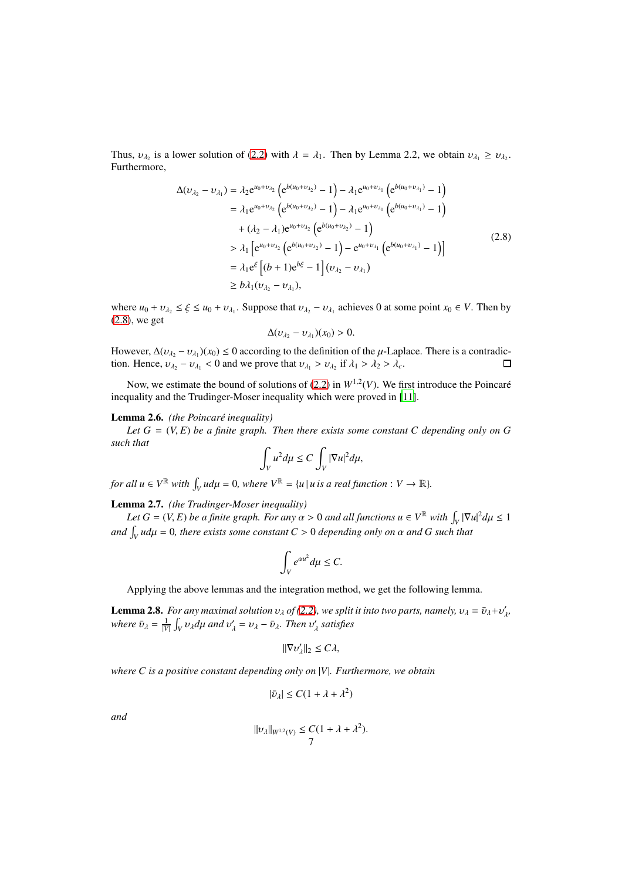Thus, $\upsilon_{\lambda_2}$ is a lower solution of (2.2) with $\lambda = \lambda_1$. Then by Lemma 2.2, we obtain $\upsilon_{\lambda_1} \geq \upsilon_{\lambda_2}$. Furthermore,

$$
\begin{aligned}
\Delta(\upsilon_{\lambda_2} - \upsilon_{\lambda_1}) &= \lambda_2 \mathrm{e}^{u_0+\upsilon_{\lambda_2}}\left(\mathrm{e}^{b(u_0+\upsilon_{\lambda_2})} - 1\right) - \lambda_1 \mathrm{e}^{u_0+\upsilon_{\lambda_1}}\left(\mathrm{e}^{b(u_0+\upsilon_{\lambda_1})} - 1\right) \\
&= \lambda_1 \mathrm{e}^{u_0+\upsilon_{\lambda_2}}\left(\mathrm{e}^{b(u_0+\upsilon_{\lambda_2})} - 1\right) - \lambda_1 \mathrm{e}^{u_0+\upsilon_{\lambda_1}}\left(\mathrm{e}^{b(u_0+\upsilon_{\lambda_1})} - 1\right) \\
&\quad + (\lambda_2 - \lambda_1)\mathrm{e}^{u_0+\upsilon_{\lambda_2}}\left(\mathrm{e}^{b(u_0+\upsilon_{\lambda_2})} - 1\right) \\
&> \lambda_1 \left[\mathrm{e}^{u_0+\upsilon_{\lambda_2}}\left(\mathrm{e}^{b(u_0+\upsilon_{\lambda_2})} - 1\right) - \mathrm{e}^{u_0+\upsilon_{\lambda_1}}\left(\mathrm{e}^{b(u_0+\upsilon_{\lambda_1})} - 1\right)\right] \\
&= \lambda_1 \mathrm{e}^{\xi}\left[(b+1)\mathrm{e}^{b\xi} - 1\right](\upsilon_{\lambda_2} - \upsilon_{\lambda_1}) \\
&\geq b\lambda_1(\upsilon_{\lambda_2} - \upsilon_{\lambda_1}),
\end{aligned}
\tag{2.8}
$$

where $u_0 + \upsilon_{\lambda_2} \leq \xi \leq u_0 + \upsilon_{\lambda_1}$. Suppose that $\upsilon_{\lambda_2} - \upsilon_{\lambda_1}$ achieves 0 at some point $x_0 \in V$. Then by (2.8), we get

$$\Delta(\upsilon_{\lambda_2} - \upsilon_{\lambda_1})(x_0) > 0.$$

However, $\Delta(\upsilon_{\lambda_2} - \upsilon_{\lambda_1})(x_0) \leq 0$ according to the definition of the $\mu$-Laplace. There is a contradiction. Hence, $\upsilon_{\lambda_2} - \upsilon_{\lambda_1} < 0$ and we prove that $\upsilon_{\lambda_1} > \upsilon_{\lambda_2}$ if $\lambda_1 > \lambda_2 > \lambda_c$. ∎

Now, we estimate the bound of solutions of (2.2) in $W^{1,2}(V)$. We first introduce the Poincaré inequality and the Trudinger-Moser inequality which were proved in [11].

**Lemma 2.6.** *(the Poincaré inequality)*
*Let $G = (V, E)$ be a finite graph. Then there exists some constant $C$ depending only on $G$ such that*

$$\int_V u^2 d\mu \leq C \int_V |\nabla u|^2 d\mu,$$

*for all $u \in V^{\mathbb{R}}$ with $\int_V u d\mu = 0$, where $V^{\mathbb{R}} = \{u \,|\, u \text{ is a real function} : V \to \mathbb{R}\}$.*

**Lemma 2.7.** *(the Trudinger-Moser inequality)*
*Let $G = (V, E)$ be a finite graph. For any $\alpha > 0$ and all functions $u \in V^{\mathbb{R}}$ with $\int_V |\nabla u|^2 d\mu \leq 1$ and $\int_V u d\mu = 0$, there exists some constant $C > 0$ depending only on $\alpha$ and $G$ such that*

$$\int_V e^{\alpha u^2} d\mu \leq C.$$

Applying the above lemmas and the integration method, we get the following lemma.

**Lemma 2.8.** *For any maximal solution $\upsilon_\lambda$ of (2.2), we split it into two parts, namely, $\upsilon_\lambda = \bar{\upsilon}_\lambda + \upsilon'_\lambda$, where $\bar{\upsilon}_\lambda = \frac{1}{|V|}\int_V \upsilon_\lambda d\mu$ and $\upsilon'_\lambda = \upsilon_\lambda - \bar{\upsilon}_\lambda$. Then $\upsilon'_\lambda$ satisfies*

$$\|\nabla \upsilon'_\lambda\|_2 \leq C\lambda,$$

*where $C$ is a positive constant depending only on $|V|$. Furthermore, we obtain*

$$|\bar{\upsilon}_\lambda| \leq C(1 + \lambda + \lambda^2)$$

*and*

$$\|\upsilon_\lambda\|_{W^{1,2}(V)} \leq C(1 + \lambda + \lambda^2).$$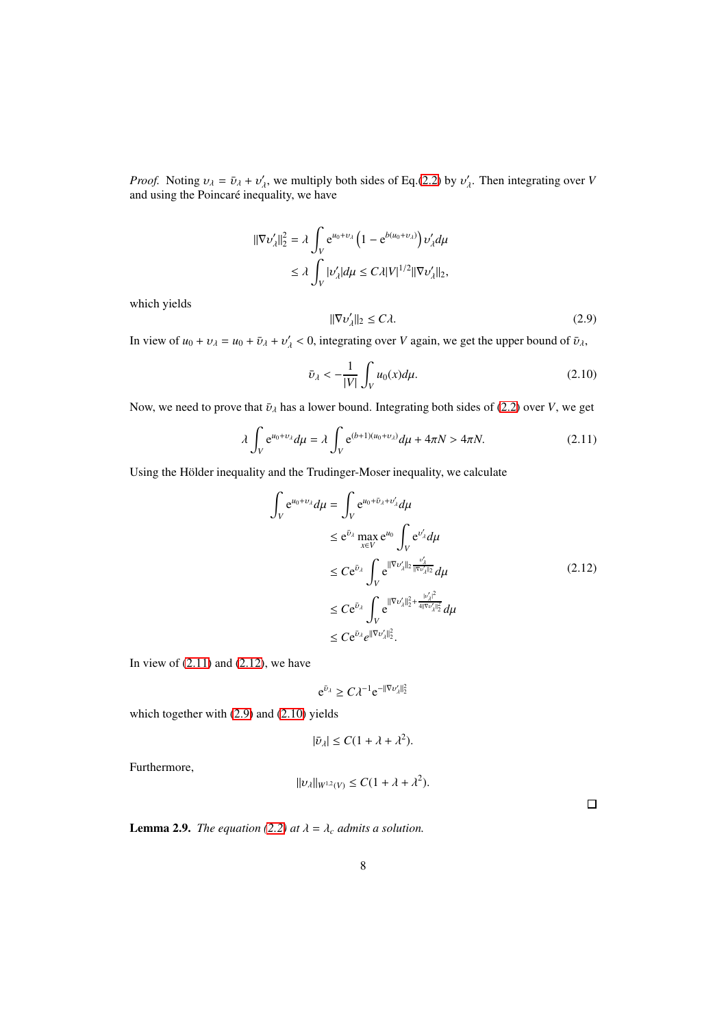*Proof.* Noting $\upsilon_\lambda = \bar{\upsilon}_\lambda + \upsilon'_\lambda$, we multiply both sides of Eq.(2.2) by $\upsilon'_\lambda$. Then integrating over $V$ and using the Poincaré inequality, we have

$$
\begin{aligned}
\|\nabla \upsilon'_\lambda\|_2^2 &= \lambda \int_V \mathrm{e}^{u_0+\upsilon_\lambda}\left(1 - \mathrm{e}^{b(u_0+\upsilon_\lambda)}\right)\upsilon'_\lambda d\mu \\
&\leq \lambda \int_V |\upsilon'_\lambda| d\mu \leq C\lambda |V|^{1/2} \|\nabla \upsilon'_\lambda\|_2,
\end{aligned}
$$

which yields

$$
\|\nabla \upsilon'_\lambda\|_2 \leq C\lambda. \tag{2.9}
$$

In view of $u_0 + \upsilon_\lambda = u_0 + \bar{\upsilon}_\lambda + \upsilon'_\lambda < 0$, integrating over $V$ again, we get the upper bound of $\bar{\upsilon}_\lambda$,

$$
\bar{\upsilon}_\lambda < -\frac{1}{|V|}\int_V u_0(x) d\mu. \tag{2.10}
$$

Now, we need to prove that $\bar{\upsilon}_\lambda$ has a lower bound. Integrating both sides of (2.2) over $V$, we get

$$
\lambda \int_V \mathrm{e}^{u_0+\upsilon_\lambda} d\mu = \lambda \int_V \mathrm{e}^{(b+1)(u_0+\upsilon_\lambda)} d\mu + 4\pi N > 4\pi N. \tag{2.11}
$$

Using the Hölder inequality and the Trudinger-Moser inequality, we calculate

$$
\begin{aligned}
\int_V \mathrm{e}^{u_0+\upsilon_\lambda} d\mu &= \int_V \mathrm{e}^{u_0+\bar{\upsilon}_\lambda+\upsilon'_\lambda} d\mu \\
&\leq \mathrm{e}^{\bar{\upsilon}_\lambda} \max_{x\in V} \mathrm{e}^{u_0} \int_V \mathrm{e}^{\upsilon'_\lambda} d\mu \\
&\leq C\mathrm{e}^{\bar{\upsilon}_\lambda} \int_V \mathrm{e}^{\|\nabla \upsilon'_\lambda\|_2 \frac{\upsilon'_\lambda}{\|\nabla \upsilon'_\lambda\|_2}} d\mu \\
&\leq C\mathrm{e}^{\bar{\upsilon}_\lambda} \int_V \mathrm{e}^{\|\nabla \upsilon'_\lambda\|_2^2 + \frac{|\upsilon'_\lambda|^2}{4\|\nabla \upsilon'_\lambda\|_2^2}} d\mu \\
&\leq C\mathrm{e}^{\bar{\upsilon}_\lambda} e^{\|\nabla \upsilon'_\lambda\|_2^2}.
\end{aligned} \tag{2.12}
$$

In view of (2.11) and (2.12), we have

$$
\mathrm{e}^{\bar{\upsilon}_\lambda} \geq C\lambda^{-1}\mathrm{e}^{-\|\nabla \upsilon'_\lambda\|_2^2}
$$

which together with (2.9) and (2.10) yields

$$
|\bar{\upsilon}_\lambda| \leq C(1 + \lambda + \lambda^2).
$$

Furthermore,

$$
\|\upsilon_\lambda\|_{W^{1,2}(V)} \leq C(1 + \lambda + \lambda^2).
$$

□

**Lemma 2.9.** *The equation (2.2) at $\lambda = \lambda_c$ admits a solution.*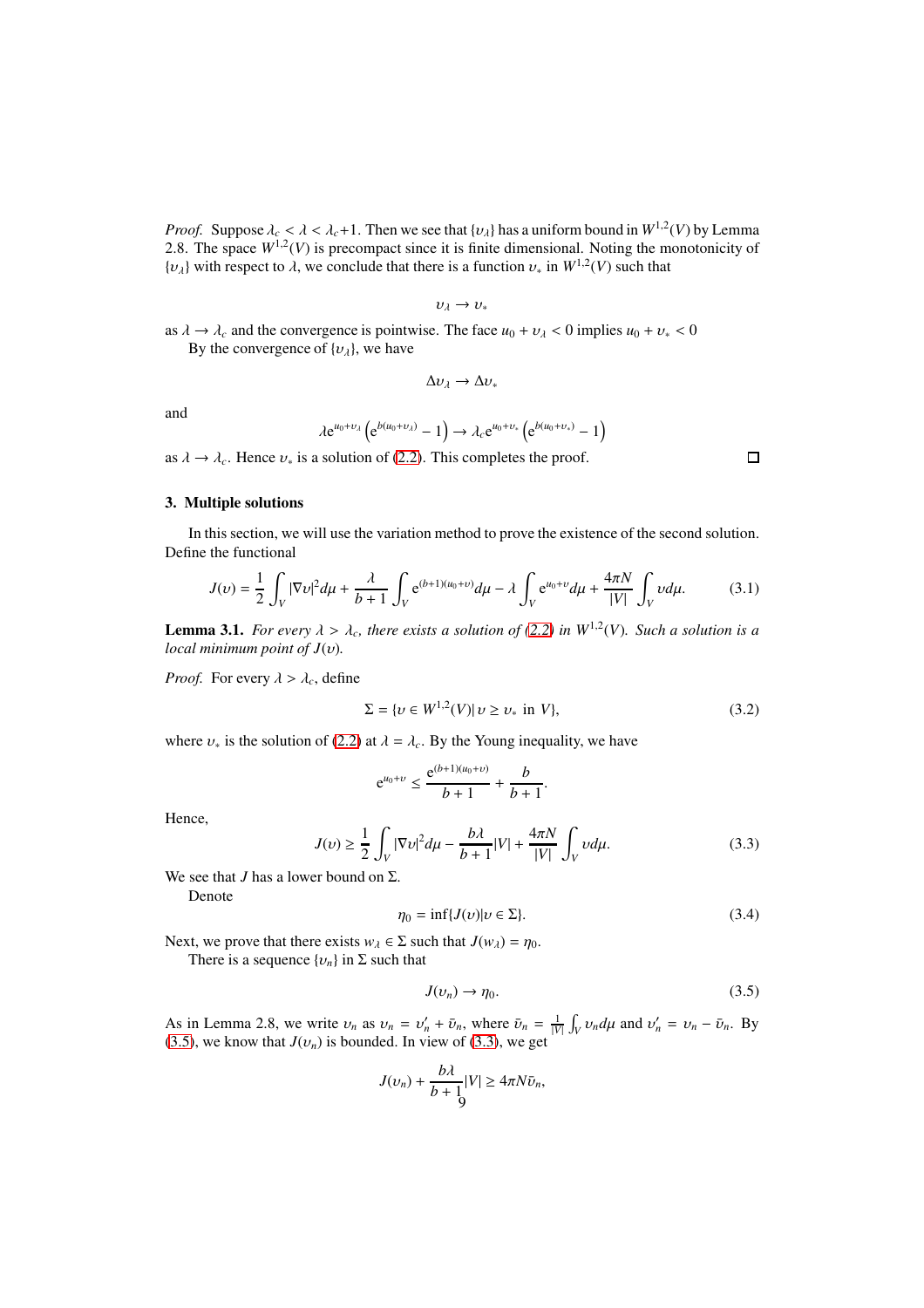*Proof.* Suppose $\lambda_c < \lambda < \lambda_c+1$. Then we see that $\{\upsilon_\lambda\}$ has a uniform bound in $W^{1,2}(V)$ by Lemma 2.8. The space $W^{1,2}(V)$ is precompact since it is finite dimensional. Noting the monotonicity of $\{\upsilon_\lambda\}$ with respect to $\lambda$, we conclude that there is a function $\upsilon_*$ in $W^{1,2}(V)$ such that

$$\upsilon_\lambda \to \upsilon_*$$

as $\lambda \to \lambda_c$ and the convergence is pointwise. The face $u_0 + \upsilon_\lambda < 0$ implies $u_0 + \upsilon_* < 0$

By the convergence of $\{\upsilon_\lambda\}$, we have

$$\Delta\upsilon_\lambda \to \Delta\upsilon_*$$

and

$$\lambda e^{u_0+\upsilon_\lambda}\left(e^{b(u_0+\upsilon_\lambda)} - 1\right) \to \lambda_c e^{u_0+\upsilon_*}\left(e^{b(u_0+\upsilon_*)} - 1\right)$$

as $\lambda \to \lambda_c$. Hence $\upsilon_*$ is a solution of (2.2). This completes the proof. □

## 3. Multiple solutions

In this section, we will use the variation method to prove the existence of the second solution. Define the functional

$$J(\upsilon) = \frac{1}{2}\int_V |\nabla\upsilon|^2 d\mu + \frac{\lambda}{b+1}\int_V e^{(b+1)(u_0+\upsilon)} d\mu - \lambda\int_V e^{u_0+\upsilon} d\mu + \frac{4\pi N}{|V|}\int_V \upsilon d\mu. \tag{3.1}$$

**Lemma 3.1.** *For every $\lambda > \lambda_c$, there exists a solution of (2.2) in $W^{1,2}(V)$. Such a solution is a local minimum point of $J(\upsilon)$.*

*Proof.* For every $\lambda > \lambda_c$, define

$$\Sigma = \{\upsilon \in W^{1,2}(V) |\, \upsilon \geq \upsilon_* \text{ in } V\}, \tag{3.2}$$

where $\upsilon_*$ is the solution of (2.2) at $\lambda = \lambda_c$. By the Young inequality, we have

$$e^{u_0+\upsilon} \leq \frac{e^{(b+1)(u_0+\upsilon)}}{b+1} + \frac{b}{b+1}.$$

Hence,

$$J(\upsilon) \geq \frac{1}{2}\int_V |\nabla\upsilon|^2 d\mu - \frac{b\lambda}{b+1}|V| + \frac{4\pi N}{|V|}\int_V \upsilon d\mu. \tag{3.3}$$

We see that $J$ has a lower bound on $\Sigma$.

Denote

$$\eta_0 = \inf\{J(\upsilon) | \upsilon \in \Sigma\}. \tag{3.4}$$

Next, we prove that there exists $w_\lambda \in \Sigma$ such that $J(w_\lambda) = \eta_0$.

There is a sequence $\{\upsilon_n\}$ in $\Sigma$ such that

$$J(\upsilon_n) \to \eta_0. \tag{3.5}$$

As in Lemma 2.8, we write $\upsilon_n$ as $\upsilon_n = \upsilon_n' + \bar{\upsilon}_n$, where $\bar{\upsilon}_n = \frac{1}{|V|}\int_V \upsilon_n d\mu$ and $\upsilon_n' = \upsilon_n - \bar{\upsilon}_n$. By (3.5), we know that $J(\upsilon_n)$ is bounded. In view of (3.3), we get

$$J(\upsilon_n) + \frac{b\lambda}{b+1}|V| \geq 4\pi N\bar{\upsilon}_n,$$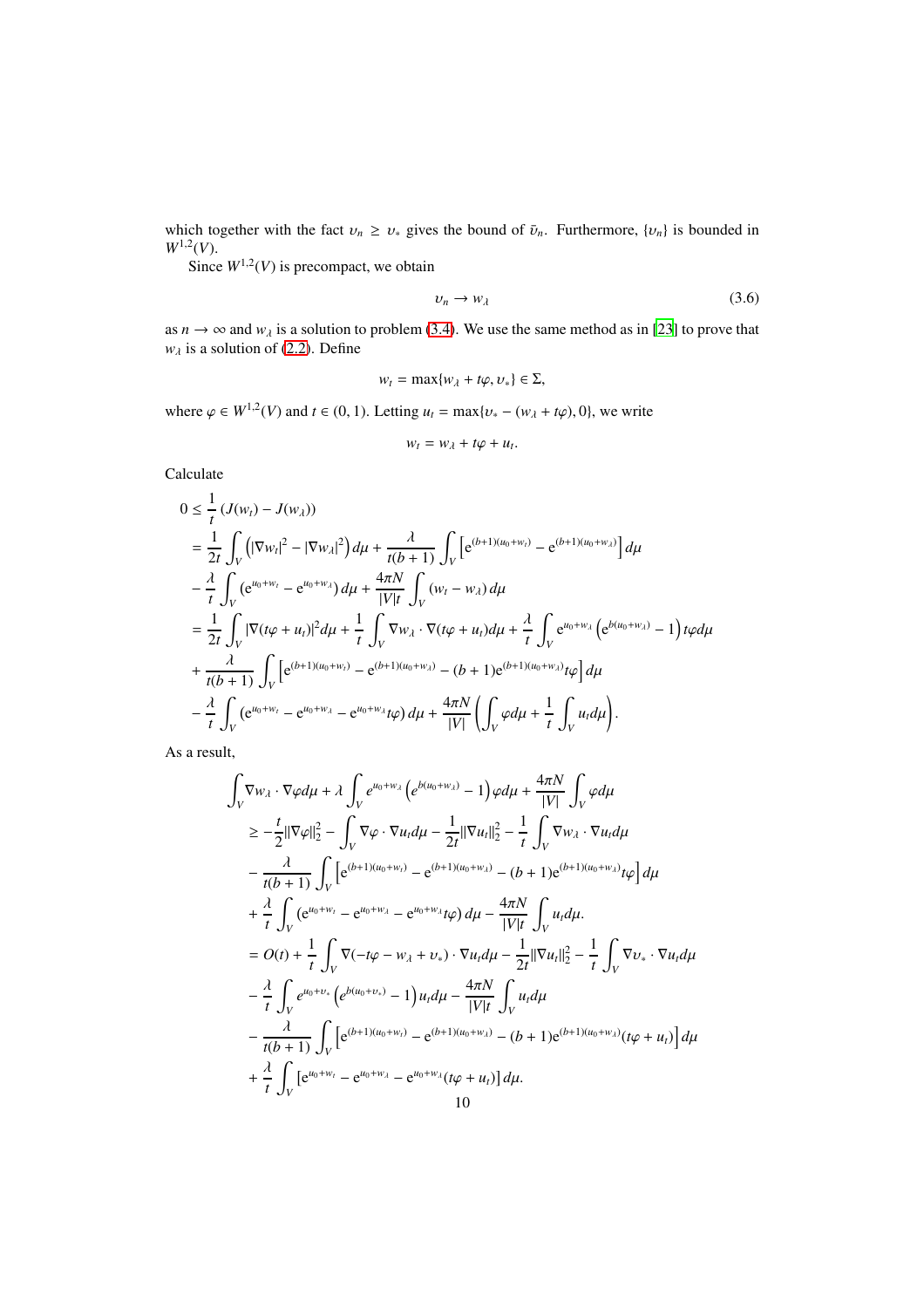which together with the fact $\upsilon_n \geq \upsilon_*$ gives the bound of $\bar{\upsilon}_n$. Furthermore, $\{\upsilon_n\}$ is bounded in $W^{1,2}(V)$.

Since $W^{1,2}(V)$ is precompact, we obtain

$$\upsilon_n \to w_\lambda \tag{3.6}$$

as $n \to \infty$ and $w_\lambda$ is a solution to problem (3.4). We use the same method as in [23] to prove that $w_\lambda$ is a solution of (2.2). Define

$$w_t = \max\{w_\lambda + t\varphi, \upsilon_*\} \in \Sigma,$$

where $\varphi \in W^{1,2}(V)$ and $t \in (0,1)$. Letting $u_t = \max\{\upsilon_* - (w_\lambda + t\varphi), 0\}$, we write

$$w_t = w_\lambda + t\varphi + u_t.$$

Calculate

$$
\begin{aligned}
0 &\leq \frac{1}{t}\left(J(w_t) - J(w_\lambda)\right) \\
&= \frac{1}{2t}\int_V \left(|\nabla w_t|^2 - |\nabla w_\lambda|^2\right) d\mu + \frac{\lambda}{t(b+1)}\int_V \left[\mathrm{e}^{(b+1)(u_0+w_t)} - \mathrm{e}^{(b+1)(u_0+w_\lambda)}\right] d\mu \\
&- \frac{\lambda}{t}\int_V \left(\mathrm{e}^{u_0+w_t} - \mathrm{e}^{u_0+w_\lambda}\right) d\mu + \frac{4\pi N}{|V|t}\int_V (w_t - w_\lambda)\, d\mu \\
&= \frac{1}{2t}\int_V |\nabla(t\varphi + u_t)|^2 d\mu + \frac{1}{t}\int_V \nabla w_\lambda \cdot \nabla(t\varphi + u_t) d\mu + \frac{\lambda}{t}\int_V \mathrm{e}^{u_0+w_\lambda}\left(\mathrm{e}^{b(u_0+w_\lambda)} - 1\right) t\varphi d\mu \\
&+ \frac{\lambda}{t(b+1)}\int_V \left[\mathrm{e}^{(b+1)(u_0+w_t)} - \mathrm{e}^{(b+1)(u_0+w_\lambda)} - (b+1)\mathrm{e}^{(b+1)(u_0+w_\lambda)} t\varphi\right] d\mu \\
&- \frac{\lambda}{t}\int_V \left(\mathrm{e}^{u_0+w_t} - \mathrm{e}^{u_0+w_\lambda} - \mathrm{e}^{u_0+w_\lambda} t\varphi\right) d\mu + \frac{4\pi N}{|V|}\left(\int_V \varphi d\mu + \frac{1}{t}\int_V u_t d\mu\right).
\end{aligned}
$$

As a result,

$$
\begin{aligned}
&\int_V \nabla w_\lambda \cdot \nabla\varphi d\mu + \lambda\int_V e^{u_0+w_\lambda}\left(e^{b(u_0+w_\lambda)} - 1\right)\varphi d\mu + \frac{4\pi N}{|V|}\int_V \varphi d\mu \\
&\geq -\frac{t}{2}\|\nabla\varphi\|_2^2 - \int_V \nabla\varphi \cdot \nabla u_t d\mu - \frac{1}{2t}\|\nabla u_t\|_2^2 - \frac{1}{t}\int_V \nabla w_\lambda \cdot \nabla u_t d\mu \\
&- \frac{\lambda}{t(b+1)}\int_V \left[\mathrm{e}^{(b+1)(u_0+w_t)} - \mathrm{e}^{(b+1)(u_0+w_\lambda)} - (b+1)\mathrm{e}^{(b+1)(u_0+w_\lambda)} t\varphi\right] d\mu \\
&+ \frac{\lambda}{t}\int_V \left(\mathrm{e}^{u_0+w_t} - \mathrm{e}^{u_0+w_\lambda} - \mathrm{e}^{u_0+w_\lambda} t\varphi\right) d\mu - \frac{4\pi N}{|V|t}\int_V u_t d\mu. \\
&= O(t) + \frac{1}{t}\int_V \nabla(-t\varphi - w_\lambda + \upsilon_*) \cdot \nabla u_t d\mu - \frac{1}{2t}\|\nabla u_t\|_2^2 - \frac{1}{t}\int_V \nabla\upsilon_* \cdot \nabla u_t d\mu \\
&- \frac{\lambda}{t}\int_V e^{u_0+\upsilon_*}\left(e^{b(u_0+\upsilon_*)} - 1\right) u_t d\mu - \frac{4\pi N}{|V|t}\int_V u_t d\mu \\
&- \frac{\lambda}{t(b+1)}\int_V \left[\mathrm{e}^{(b+1)(u_0+w_t)} - \mathrm{e}^{(b+1)(u_0+w_\lambda)} - (b+1)\mathrm{e}^{(b+1)(u_0+w_\lambda)}(t\varphi + u_t)\right] d\mu \\
&+ \frac{\lambda}{t}\int_V \left[\mathrm{e}^{u_0+w_t} - \mathrm{e}^{u_0+w_\lambda} - \mathrm{e}^{u_0+w_\lambda}(t\varphi + u_t)\right] d\mu.
\end{aligned}
$$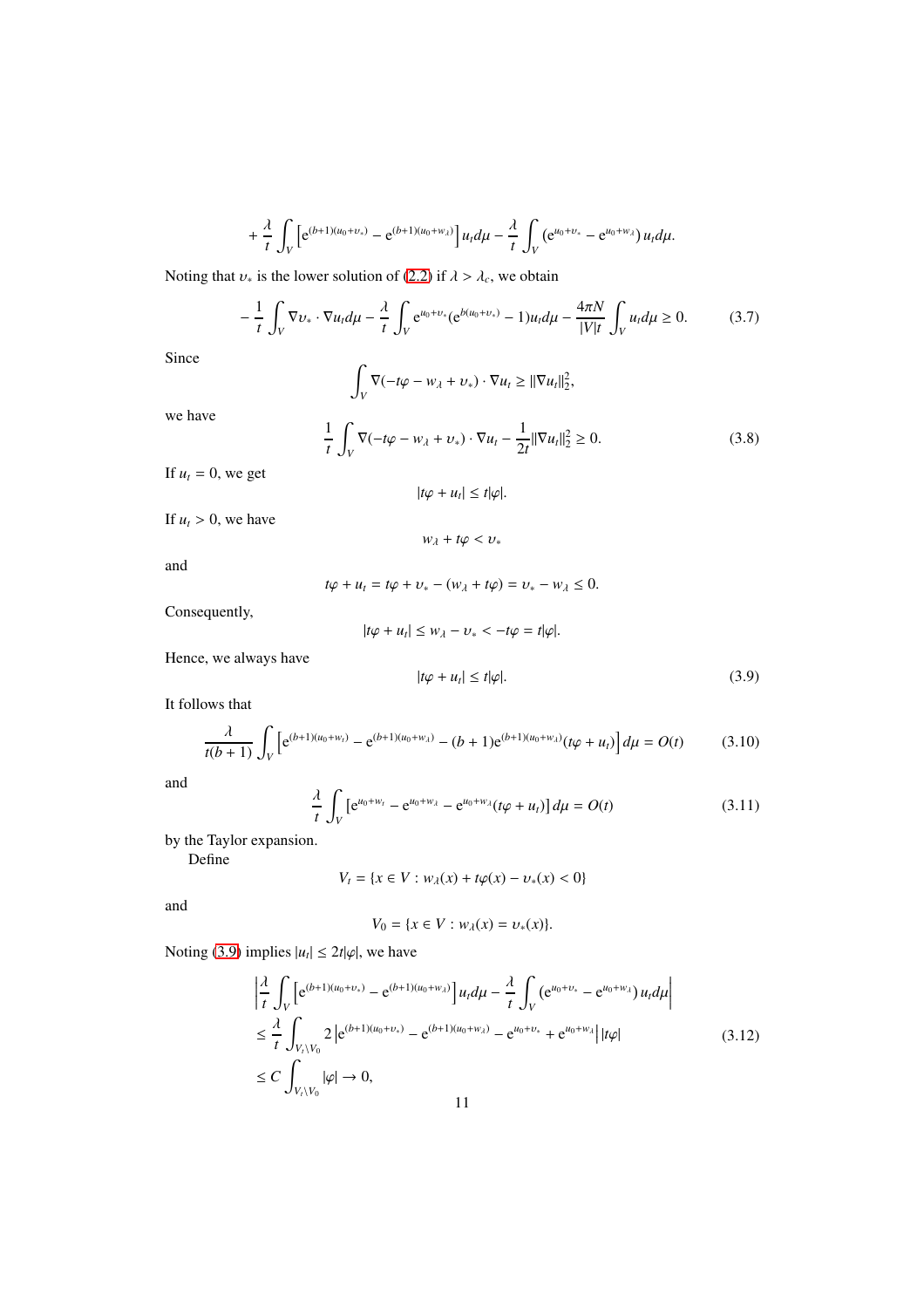$$+\frac{\lambda}{t}\int_V\left[\mathrm{e}^{(b+1)(u_0+\upsilon_*)}-\mathrm{e}^{(b+1)(u_0+w_\lambda)}\right]u_t d\mu-\frac{\lambda}{t}\int_V\left(\mathrm{e}^{u_0+\upsilon_*}-\mathrm{e}^{u_0+w_\lambda}\right)u_t d\mu.$$

Noting that $\upsilon_*$ is the lower solution of (2.2) if $\lambda>\lambda_c$, we obtain

$$-\frac{1}{t}\int_V\nabla\upsilon_*\cdot\nabla u_t d\mu-\frac{\lambda}{t}\int_V \mathrm{e}^{u_0+\upsilon_*}(\mathrm{e}^{b(u_0+\upsilon_*)}-1)u_t d\mu-\frac{4\pi N}{|V|t}\int_V u_t d\mu\geq 0. \tag{3.7}$$

Since

$$\int_V\nabla(-t\varphi-w_\lambda+\upsilon_*)\cdot\nabla u_t\geq\|\nabla u_t\|_2^2,$$

we have

$$\frac{1}{t}\int_V\nabla(-t\varphi-w_\lambda+\upsilon_*)\cdot\nabla u_t-\frac{1}{2t}\|\nabla u_t\|_2^2\geq 0. \tag{3.8}$$

If $u_t=0$, we get

$$|t\varphi+u_t|\leq t|\varphi|.$$

If $u_t>0$, we have

$$w_\lambda+t\varphi<\upsilon_*$$

and

$$t\varphi+u_t=t\varphi+\upsilon_*-(w_\lambda+t\varphi)=\upsilon_*-w_\lambda\leq 0.$$

Consequently,

$$|t\varphi+u_t|\leq w_\lambda-\upsilon_*<-t\varphi=t|\varphi|.$$

Hence, we always have

$$|t\varphi+u_t|\leq t|\varphi|. \tag{3.9}$$

It follows that

$$\frac{\lambda}{t(b+1)}\int_V\left[\mathrm{e}^{(b+1)(u_0+w_t)}-\mathrm{e}^{(b+1)(u_0+w_\lambda)}-(b+1)\mathrm{e}^{(b+1)(u_0+w_\lambda)}(t\varphi+u_t)\right]d\mu=O(t) \tag{3.10}$$

and

$$\frac{\lambda}{t}\int_V\left[\mathrm{e}^{u_0+w_t}-\mathrm{e}^{u_0+w_\lambda}-\mathrm{e}^{u_0+w_\lambda}(t\varphi+u_t)\right]d\mu=O(t) \tag{3.11}$$

by the Taylor expansion.

Define

$$V_t=\{x\in V: w_\lambda(x)+t\varphi(x)-\upsilon_*(x)<0\}$$

and

$$V_0=\{x\in V: w_\lambda(x)=\upsilon_*(x)\}.$$

Noting (3.9) implies $|u_t|\leq 2t|\varphi|$, we have

$$\begin{aligned}
&\left|\frac{\lambda}{t}\int_V\left[\mathrm{e}^{(b+1)(u_0+\upsilon_*)}-\mathrm{e}^{(b+1)(u_0+w_\lambda)}\right]u_t d\mu-\frac{\lambda}{t}\int_V\left(\mathrm{e}^{u_0+\upsilon_*}-\mathrm{e}^{u_0+w_\lambda}\right)u_t d\mu\right|\\
&\leq\frac{\lambda}{t}\int_{V_t\setminus V_0}2\left|\mathrm{e}^{(b+1)(u_0+\upsilon_*)}-\mathrm{e}^{(b+1)(u_0+w_\lambda)}-\mathrm{e}^{u_0+\upsilon_*}+\mathrm{e}^{u_0+w_\lambda}\right||t\varphi|\\
&\leq C\int_{V_t\setminus V_0}|\varphi|\to 0,
\end{aligned} \tag{3.12}$$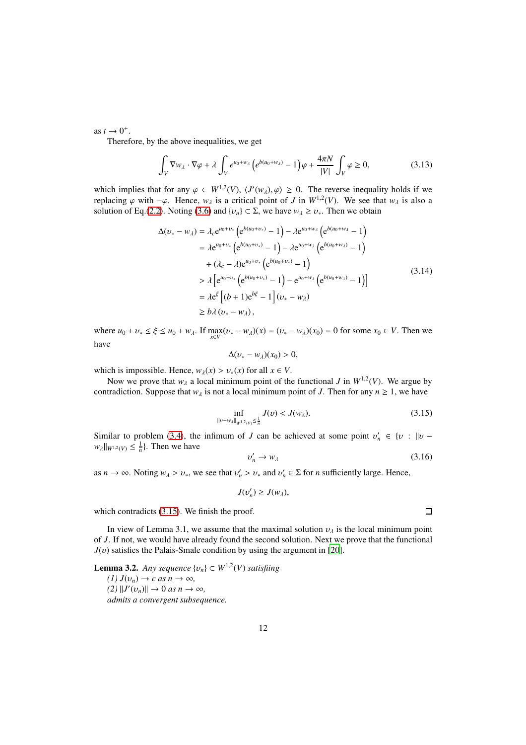as $t \to 0^+$.

Therefore, by the above inequalities, we get

$$\int_V \nabla w_\lambda \cdot \nabla \varphi + \lambda \int_V e^{u_0+w_\lambda}\left(e^{b(u_0+w_\lambda)} - 1\right)\varphi + \frac{4\pi N}{|V|}\int_V \varphi \geq 0, \tag{3.13}$$

which implies that for any $\varphi \in W^{1,2}(V)$, $\langle J'(w_\lambda), \varphi\rangle \geq 0$. The reverse inequality holds if we replacing $\varphi$ with $-\varphi$. Hence, $w_\lambda$ is a critical point of $J$ in $W^{1,2}(V)$. We see that $w_\lambda$ is also a solution of Eq.(2.2). Noting (3.6) and $\{\upsilon_n\} \subset \Sigma$, we have $w_\lambda \geq \upsilon_*$. Then we obtain

$$\begin{aligned}
\Delta(\upsilon_* - w_\lambda) &= \lambda_c \mathrm{e}^{u_0+\upsilon_*}\left(\mathrm{e}^{b(u_0+\upsilon_*)} - 1\right) - \lambda \mathrm{e}^{u_0+w_\lambda}\left(\mathrm{e}^{b(u_0+w_\lambda)} - 1\right) \\
&= \lambda \mathrm{e}^{u_0+\upsilon_*}\left(\mathrm{e}^{b(u_0+\upsilon_*)} - 1\right) - \lambda \mathrm{e}^{u_0+w_\lambda}\left(\mathrm{e}^{b(u_0+w_\lambda)} - 1\right) \\
&\quad + (\lambda_c - \lambda)\mathrm{e}^{u_0+\upsilon_*}\left(\mathrm{e}^{b(u_0+\upsilon_*)} - 1\right) \\
&> \lambda\left[\mathrm{e}^{u_0+\upsilon_*}\left(\mathrm{e}^{b(u_0+\upsilon_*)} - 1\right) - \mathrm{e}^{u_0+w_\lambda}\left(\mathrm{e}^{b(u_0+w_\lambda)} - 1\right)\right] \\
&= \lambda \mathrm{e}^{\xi}\left[(b+1)\mathrm{e}^{b\xi} - 1\right](\upsilon_* - w_\lambda) \\
&\geq b\lambda\,(\upsilon_* - w_\lambda),
\end{aligned} \tag{3.14}$$

where $u_0 + \upsilon_* \leq \xi \leq u_0 + w_\lambda$. If $\max\limits_{x\in V}(\upsilon_* - w_\lambda)(x) = (\upsilon_* - w_\lambda)(x_0) = 0$ for some $x_0 \in V$. Then we have

$$\Delta(\upsilon_* - w_\lambda)(x_0) > 0,$$

which is impossible. Hence, $w_\lambda(x) > \upsilon_*(x)$ for all $x \in V$.

Now we prove that $w_\lambda$ a local minimum point of the functional $J$ in $W^{1,2}(V)$. We argue by contradiction. Suppose that $w_\lambda$ is not a local minimum point of $J$. Then for any $n \geq 1$, we have

$$\inf_{\|\upsilon - w_\lambda\|_{W^{1,2}(V)} \leq \frac{1}{n}} J(\upsilon) < J(w_\lambda). \tag{3.15}$$

Similar to problem (3.4), the infimum of $J$ can be achieved at some point $\upsilon_n' \in \{\upsilon : \|\upsilon - w_\lambda\|_{W^{1,2}(V)} \leq \frac{1}{n}\}$. Then we have

$$\upsilon_n' \to w_\lambda \tag{3.16}$$

as $n \to \infty$. Noting $w_\lambda > \upsilon_*$, we see that $\upsilon_n' > \upsilon_*$ and $\upsilon_n' \in \Sigma$ for $n$ sufficiently large. Hence,

$$J(\upsilon_n') \geq J(w_\lambda),$$

which contradicts (3.15). We finish the proof. $\square$

In view of Lemma 3.1, we assume that the maximal solution $\upsilon_\lambda$ is the local minimum point of $J$. If not, we would have already found the second solution. Next we prove that the functional $J(\upsilon)$ satisfies the Palais-Smale condition by using the argument in [20].

**Lemma 3.2.** *Any sequence $\{\upsilon_n\} \subset W^{1,2}(V)$ satisfiing*

*(1) $J(\upsilon_n) \to c$ as $n \to \infty$,*

*(2) $\|J'(\upsilon_n)\| \to 0$ as $n \to \infty$,*

*admits a convergent subsequence.*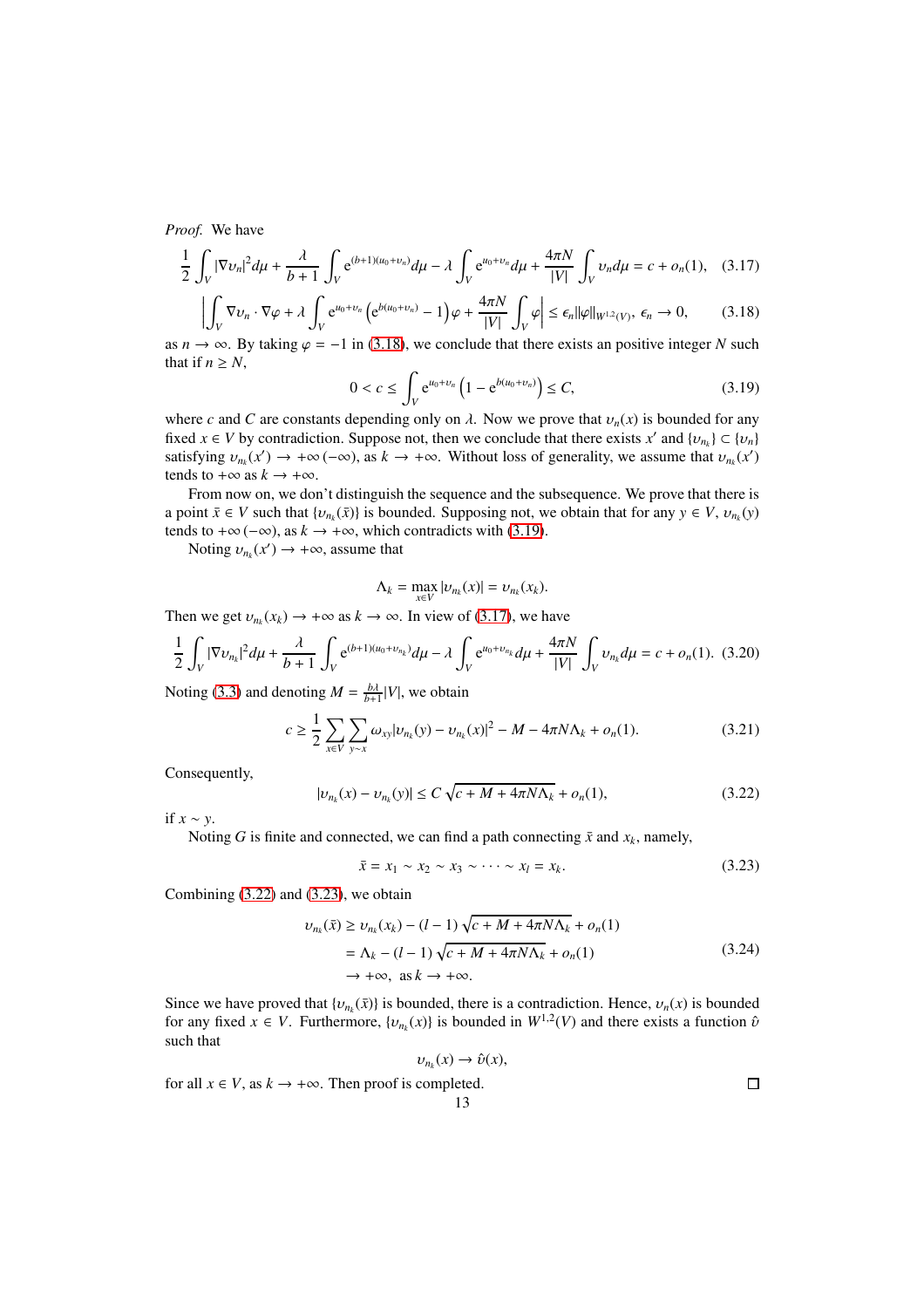*Proof.* We have

$$\frac{1}{2}\int_V |\nabla \upsilon_n|^2 d\mu + \frac{\lambda}{b+1}\int_V \mathrm{e}^{(b+1)(u_0+\upsilon_n)} d\mu - \lambda \int_V \mathrm{e}^{u_0+\upsilon_n} d\mu + \frac{4\pi N}{|V|}\int_V \upsilon_n d\mu = c + o_n(1), \quad (3.17)$$

$$\left|\int_V \nabla \upsilon_n \cdot \nabla \varphi + \lambda \int_V \mathrm{e}^{u_0+\upsilon_n}\left(\mathrm{e}^{b(u_0+\upsilon_n)} - 1\right)\varphi + \frac{4\pi N}{|V|}\int_V \varphi\right| \leq \epsilon_n \|\varphi\|_{W^{1,2}(V)},\ \epsilon_n \to 0, \quad (3.18)$$

as $n \to \infty$. By taking $\varphi = -1$ in (3.18), we conclude that there exists an positive integer $N$ such that if $n \geq N$,

$$0 < c \leq \int_V \mathrm{e}^{u_0+\upsilon_n}\left(1 - \mathrm{e}^{b(u_0+\upsilon_n)}\right) \leq C, \quad (3.19)$$

where $c$ and $C$ are constants depending only on $\lambda$. Now we prove that $\upsilon_n(x)$ is bounded for any fixed $x \in V$ by contradiction. Suppose not, then we conclude that there exists $x'$ and $\{\upsilon_{n_k}\} \subset \{\upsilon_n\}$ satisfying $\upsilon_{n_k}(x') \to +\infty\,(-\infty)$, as $k \to +\infty$. Without loss of generality, we assume that $\upsilon_{n_k}(x')$ tends to $+\infty$ as $k \to +\infty$.

From now on, we don't distinguish the sequence and the subsequence. We prove that there is a point $\bar{x} \in V$ such that $\{\upsilon_{n_k}(\bar{x})\}$ is bounded. Supposing not, we obtain that for any $y \in V$, $\upsilon_{n_k}(y)$ tends to $+\infty\,(-\infty)$, as $k \to +\infty$, which contradicts with (3.19).

Noting $\upsilon_{n_k}(x') \to +\infty$, assume that

$$\Lambda_k = \max_{x\in V} |\upsilon_{n_k}(x)| = \upsilon_{n_k}(x_k).$$

Then we get $\upsilon_{n_k}(x_k) \to +\infty$ as $k \to \infty$. In view of (3.17), we have

$$\frac{1}{2}\int_V |\nabla \upsilon_{n_k}|^2 d\mu + \frac{\lambda}{b+1}\int_V \mathrm{e}^{(b+1)(u_0+\upsilon_{n_k})} d\mu - \lambda \int_V \mathrm{e}^{u_0+\upsilon_{n_k}} d\mu + \frac{4\pi N}{|V|}\int_V \upsilon_{n_k} d\mu = c + o_n(1). \quad (3.20)$$

Noting (3.3) and denoting $M = \frac{b\lambda}{b+1}|V|$, we obtain

$$c \geq \frac{1}{2}\sum_{x\in V}\sum_{y\sim x} \omega_{xy}|\upsilon_{n_k}(y) - \upsilon_{n_k}(x)|^2 - M - 4\pi N\Lambda_k + o_n(1). \quad (3.21)$$

Consequently,

$$|\upsilon_{n_k}(x) - \upsilon_{n_k}(y)| \leq C\sqrt{c + M + 4\pi N\Lambda_k} + o_n(1), \quad (3.22)$$

if $x \sim y$.

Noting $G$ is finite and connected, we can find a path connecting $\bar{x}$ and $x_k$, namely,

$$\bar{x} = x_1 \sim x_2 \sim x_3 \sim \cdots \sim x_l = x_k. \quad (3.23)$$

Combining (3.22) and (3.23), we obtain

$$\begin{aligned}
\upsilon_{n_k}(\bar{x}) &\geq \upsilon_{n_k}(x_k) - (l-1)\sqrt{c + M + 4\pi N\Lambda_k} + o_n(1) \\
&= \Lambda_k - (l-1)\sqrt{c + M + 4\pi N\Lambda_k} + o_n(1) \\
&\to +\infty, \text{ as } k \to +\infty.
\end{aligned} \quad (3.24)$$

Since we have proved that $\{\upsilon_{n_k}(\bar{x})\}$ is bounded, there is a contradiction. Hence, $\upsilon_n(x)$ is bounded for any fixed $x \in V$. Furthermore, $\{\upsilon_{n_k}(x)\}$ is bounded in $W^{1,2}(V)$ and there exists a function $\hat{\upsilon}$ such that

$$\upsilon_{n_k}(x) \to \hat{\upsilon}(x),$$

for all $x \in V$, as $k \to +\infty$. Then proof is completed. □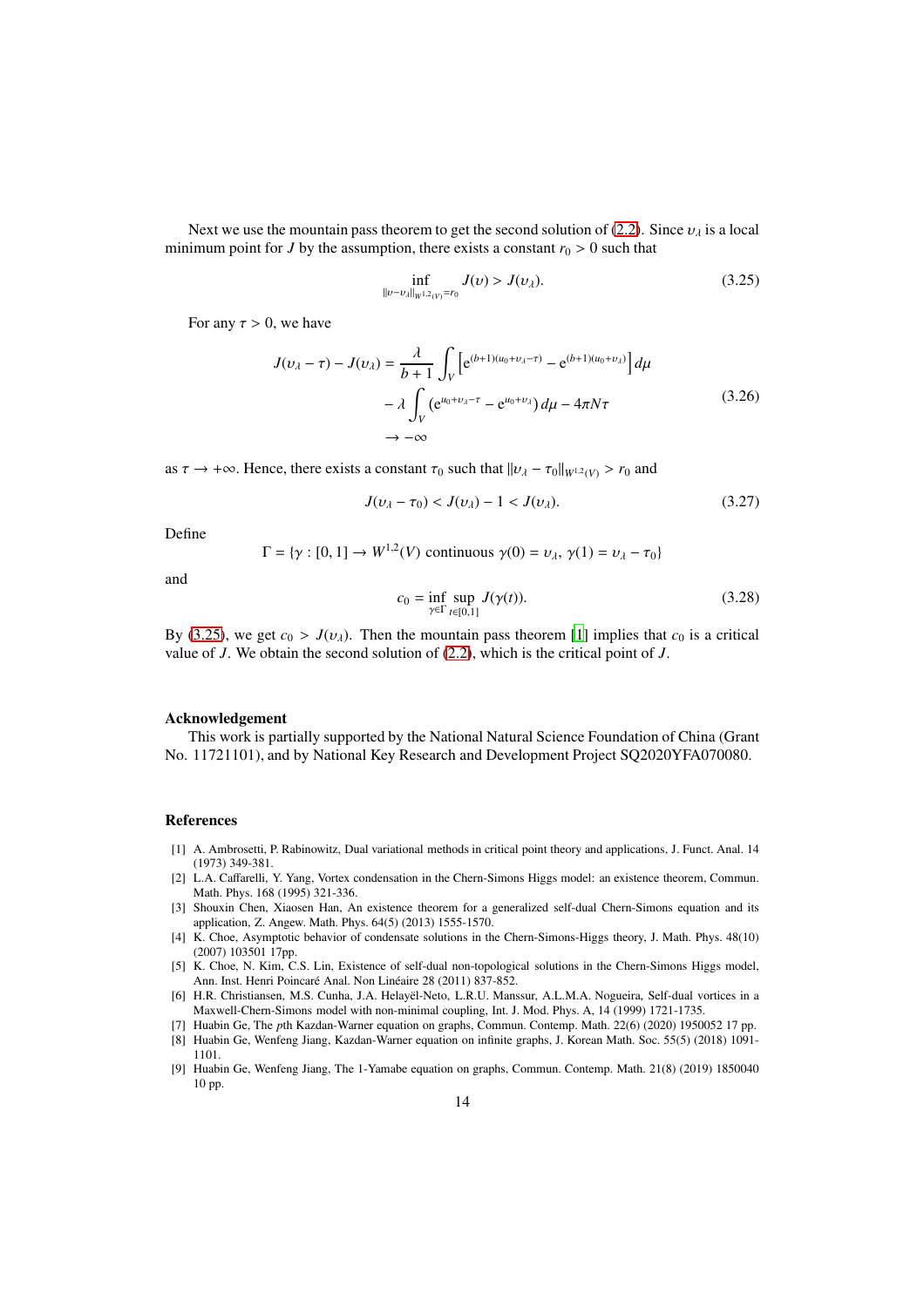Next we use the mountain pass theorem to get the second solution of (2.2). Since $\upsilon_\lambda$ is a local minimum point for $J$ by the assumption, there exists a constant $r_0 > 0$ such that

$$\inf_{\|\upsilon-\upsilon_\lambda\|_{W^{1,2}(V)}=r_0} J(\upsilon) > J(\upsilon_\lambda). \tag{3.25}$$

For any $\tau > 0$, we have

$$\begin{aligned} J(\upsilon_\lambda - \tau) - J(\upsilon_\lambda) &= \frac{\lambda}{b+1}\int_V \left[ \mathrm{e}^{(b+1)(u_0+\upsilon_\lambda-\tau)} - \mathrm{e}^{(b+1)(u_0+\upsilon_\lambda)} \right] d\mu \\ &\quad - \lambda \int_V (\mathrm{e}^{u_0+\upsilon_\lambda-\tau} - \mathrm{e}^{u_0+\upsilon_\lambda})\, d\mu - 4\pi N\tau \\ &\to -\infty \end{aligned} \tag{3.26}$$

as $\tau \to +\infty$. Hence, there exists a constant $\tau_0$ such that $\|\upsilon_\lambda - \tau_0\|_{W^{1,2}(V)} > r_0$ and

$$J(\upsilon_\lambda - \tau_0) < J(\upsilon_\lambda) - 1 < J(\upsilon_\lambda). \tag{3.27}$$

Define

$$\Gamma = \{\gamma : [0,1] \to W^{1,2}(V) \text{ continuous } \gamma(0) = \upsilon_\lambda,\ \gamma(1) = \upsilon_\lambda - \tau_0\}$$

and

$$c_0 = \inf_{\gamma\in\Gamma} \sup_{t\in[0,1]} J(\gamma(t)). \tag{3.28}$$

By (3.25), we get $c_0 > J(\upsilon_\lambda)$. Then the mountain pass theorem [1] implies that $c_0$ is a critical value of $J$. We obtain the second solution of (2.2), which is the critical point of $J$.

## Acknowledgement

This work is partially supported by the National Natural Science Foundation of China (Grant No. 11721101), and by National Key Research and Development Project SQ2020YFA070080.

## References

[1] A. Ambrosetti, P. Rabinowitz, Dual variational methods in critical point theory and applications, J. Funct. Anal. 14 (1973) 349-381.

[2] L.A. Caffarelli, Y. Yang, Vortex condensation in the Chern-Simons Higgs model: an existence theorem, Commun. Math. Phys. 168 (1995) 321-336.

[3] Shouxin Chen, Xiaosen Han, An existence theorem for a generalized self-dual Chern-Simons equation and its application, Z. Angew. Math. Phys. 64(5) (2013) 1555-1570.

[4] K. Choe, Asymptotic behavior of condensate solutions in the Chern-Simons-Higgs theory, J. Math. Phys. 48(10) (2007) 103501 17pp.

[5] K. Choe, N. Kim, C.S. Lin, Existence of self-dual non-topological solutions in the Chern-Simons Higgs model, Ann. Inst. Henri Poincaré Anal. Non Linéaire 28 (2011) 837-852.

[6] H.R. Christiansen, M.S. Cunha, J.A. Helayël-Neto, L.R.U. Manssur, A.L.M.A. Nogueira, Self-dual vortices in a Maxwell-Chern-Simons model with non-minimal coupling, Int. J. Mod. Phys. A, 14 (1999) 1721-1735.

[7] Huabin Ge, The *p*th Kazdan-Warner equation on graphs, Commun. Contemp. Math. 22(6) (2020) 1950052 17 pp.

[8] Huabin Ge, Wenfeng Jiang, Kazdan-Warner equation on infinite graphs, J. Korean Math. Soc. 55(5) (2018) 1091-1101.

[9] Huabin Ge, Wenfeng Jiang, The 1-Yamabe equation on graphs, Commun. Contemp. Math. 21(8) (2019) 1850040 10 pp.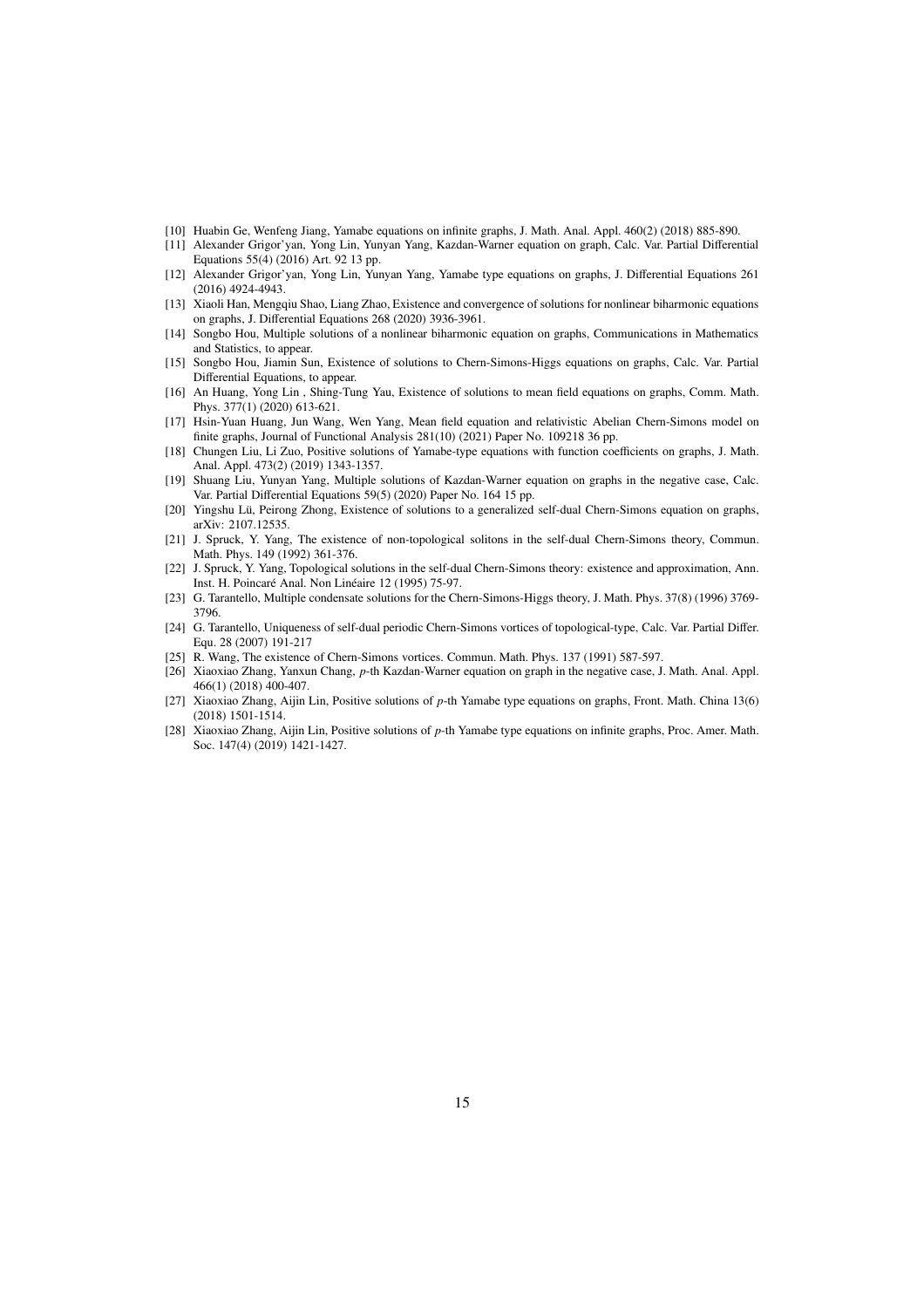[10] Huabin Ge, Wenfeng Jiang, Yamabe equations on infinite graphs, J. Math. Anal. Appl. 460(2) (2018) 885-890.

[11] Alexander Grigor'yan, Yong Lin, Yunyan Yang, Kazdan-Warner equation on graph, Calc. Var. Partial Differential Equations 55(4) (2016) Art. 92 13 pp.

[12] Alexander Grigor'yan, Yong Lin, Yunyan Yang, Yamabe type equations on graphs, J. Differential Equations 261 (2016) 4924-4943.

[13] Xiaoli Han, Mengqiu Shao, Liang Zhao, Existence and convergence of solutions for nonlinear biharmonic equations on graphs, J. Differential Equations 268 (2020) 3936-3961.

[14] Songbo Hou, Multiple solutions of a nonlinear biharmonic equation on graphs, Communications in Mathematics and Statistics, to appear.

[15] Songbo Hou, Jiamin Sun, Existence of solutions to Chern-Simons-Higgs equations on graphs, Calc. Var. Partial Differential Equations, to appear.

[16] An Huang, Yong Lin , Shing-Tung Yau, Existence of solutions to mean field equations on graphs, Comm. Math. Phys. 377(1) (2020) 613-621.

[17] Hsin-Yuan Huang, Jun Wang, Wen Yang, Mean field equation and relativistic Abelian Chern-Simons model on finite graphs, Journal of Functional Analysis 281(10) (2021) Paper No. 109218 36 pp.

[18] Chungen Liu, Li Zuo, Positive solutions of Yamabe-type equations with function coefficients on graphs, J. Math. Anal. Appl. 473(2) (2019) 1343-1357.

[19] Shuang Liu, Yunyan Yang, Multiple solutions of Kazdan-Warner equation on graphs in the negative case, Calc. Var. Partial Differential Equations 59(5) (2020) Paper No. 164 15 pp.

[20] Yingshu Lü, Peirong Zhong, Existence of solutions to a generalized self-dual Chern-Simons equation on graphs, arXiv: 2107.12535.

[21] J. Spruck, Y. Yang, The existence of non-topological solitons in the self-dual Chern-Simons theory, Commun. Math. Phys. 149 (1992) 361-376.

[22] J. Spruck, Y. Yang, Topological solutions in the self-dual Chern-Simons theory: existence and approximation, Ann. Inst. H. Poincaré Anal. Non Linéaire 12 (1995) 75-97.

[23] G. Tarantello, Multiple condensate solutions for the Chern-Simons-Higgs theory, J. Math. Phys. 37(8) (1996) 3769-3796.

[24] G. Tarantello, Uniqueness of self-dual periodic Chern-Simons vortices of topological-type, Calc. Var. Partial Differ. Equ. 28 (2007) 191-217

[25] R. Wang, The existence of Chern-Simons vortices. Commun. Math. Phys. 137 (1991) 587-597.

[26] Xiaoxiao Zhang, Yanxun Chang, $p$-th Kazdan-Warner equation on graph in the negative case, J. Math. Anal. Appl. 466(1) (2018) 400-407.

[27] Xiaoxiao Zhang, Aijin Lin, Positive solutions of $p$-th Yamabe type equations on graphs, Front. Math. China 13(6) (2018) 1501-1514.

[28] Xiaoxiao Zhang, Aijin Lin, Positive solutions of $p$-th Yamabe type equations on infinite graphs, Proc. Amer. Math. Soc. 147(4) (2019) 1421-1427.